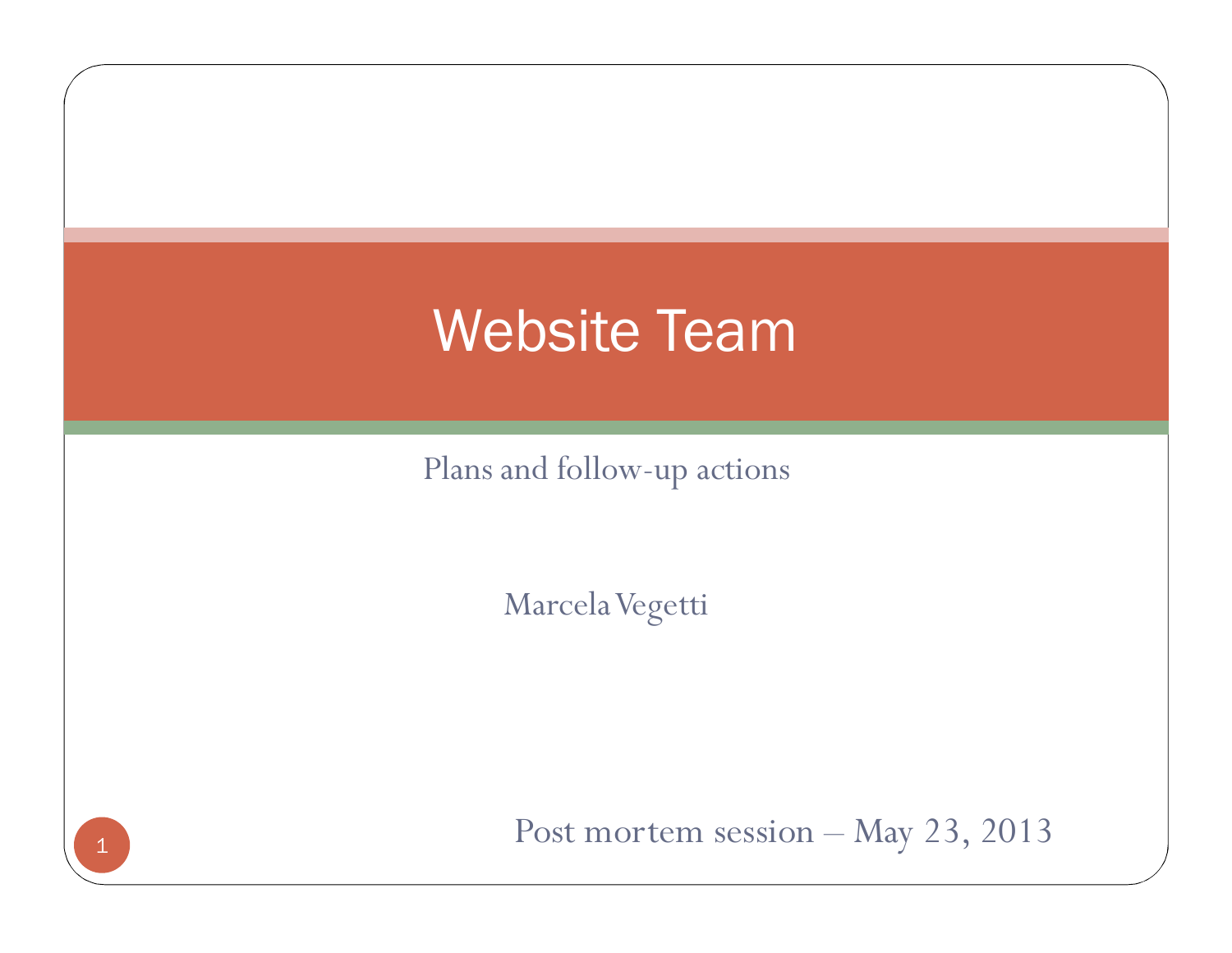# Website Team

Plans and follow-up actions

Marcela Vegetti

Post mortem session – May 23, 2013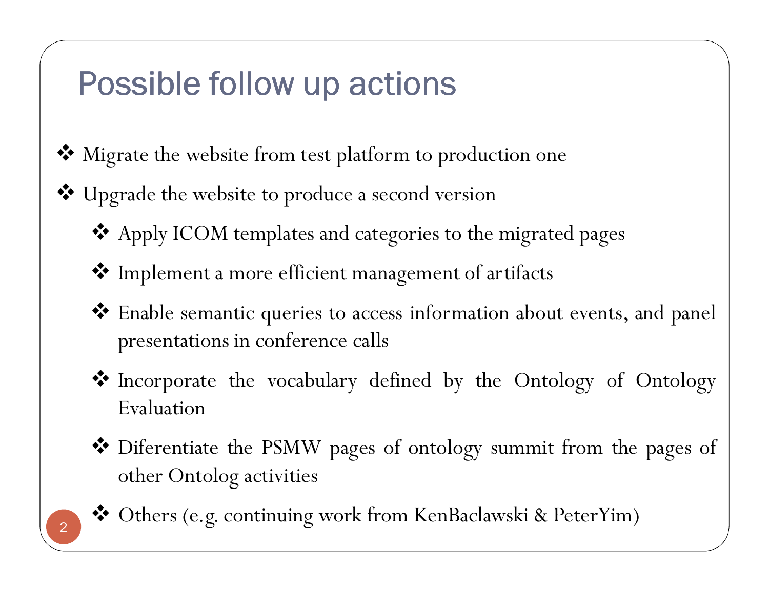# Possible follow up actions

- Migrate the website from test platform to production one
- Upgrade the website to produce a second version
  - Apply ICOM templates and categories to the migrated pages
  - Implement a more efficient management of artifacts
  - Enable semantic queries to access information about events, and panel presentations in conference calls
  - Incorporate the vocabulary defined by the Ontology of Ontology Evaluation
  - Diferentiate the PSMW pages of ontology summit from the pages of other Ontolog activities
  - Others (e.g. continuing work from KenBaclawski & PeterYim)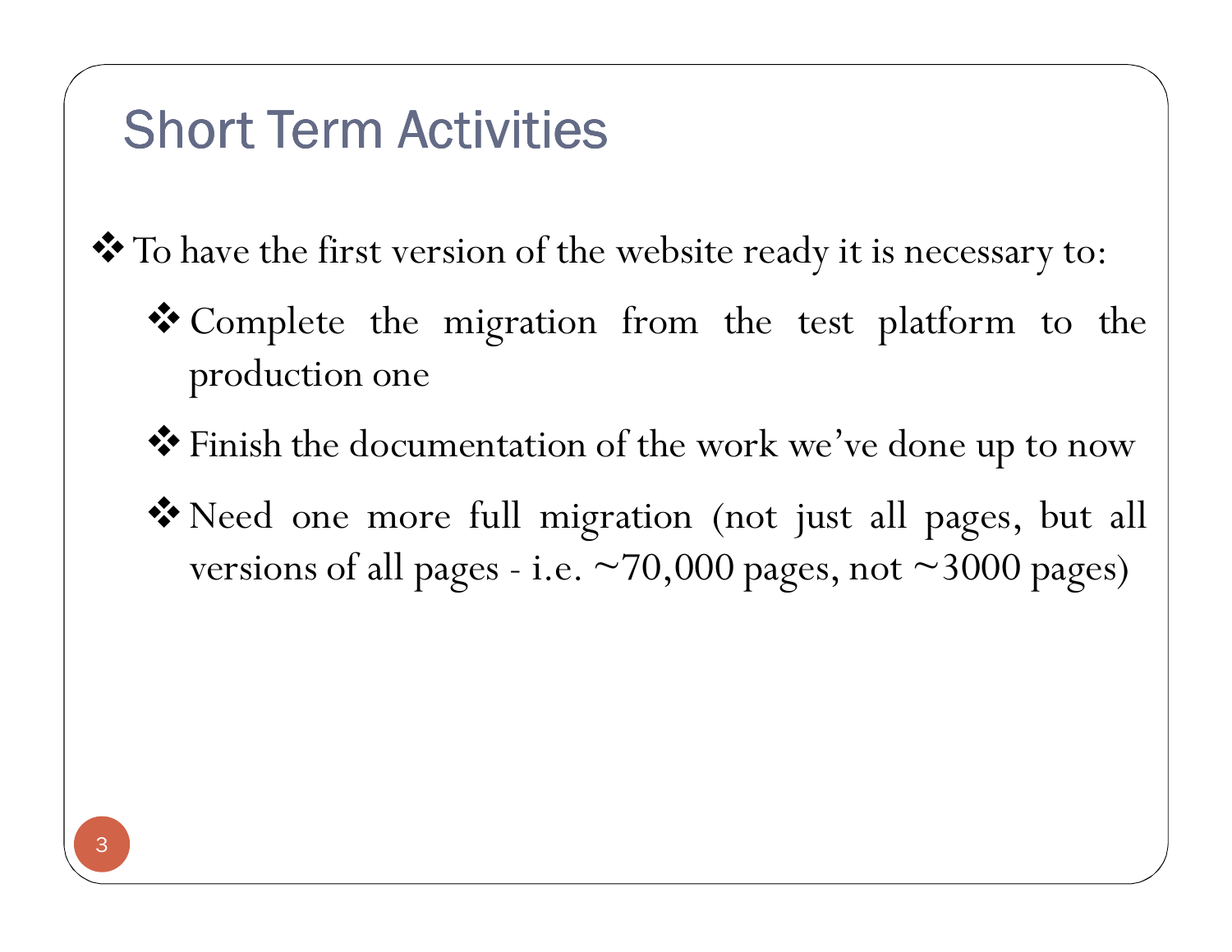# Short Term Activities

- To have the first version of the website ready it is necessary to:
  - Complete the migration from the test platform to the production one
  - Finish the documentation of the work we've done up to now
  - Need one more full migration (not just all pages, but all versions of all pages - i.e. ~70,000 pages, not ~3000 pages)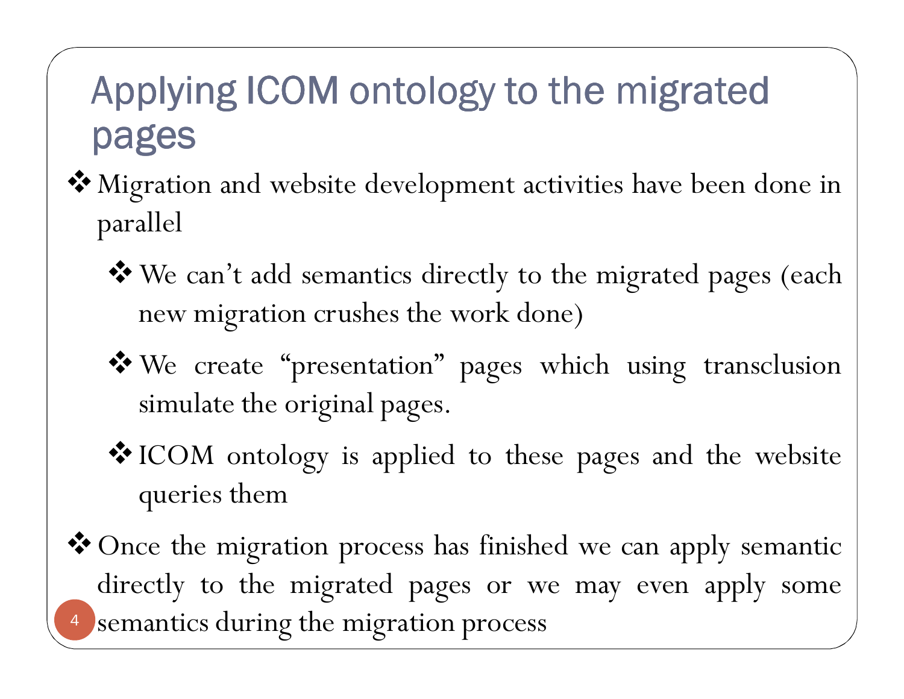# Applying ICOM ontology to the migrated pages

- Migration and website development activities have been done in parallel
  - We can't add semantics directly to the migrated pages (each new migration crushes the work done)
  - We create "presentation" pages which using transclusion simulate the original pages.
  - ICOM ontology is applied to these pages and the website queries them
- Once the migration process has finished we can apply semantic directly to the migrated pages or we may even apply some semantics during the migration process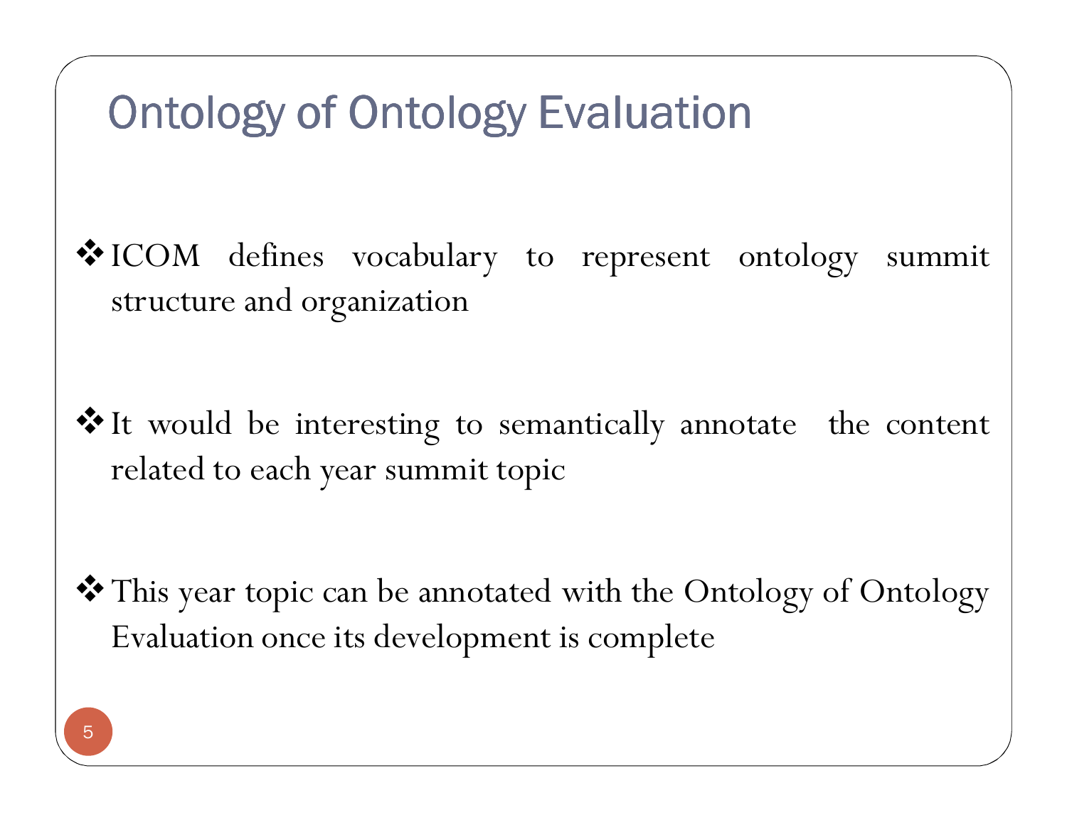# Ontology of Ontology Evaluation

- ICOM defines vocabulary to represent ontology summit structure and organization

- It would be interesting to semantically annotate the content related to each year summit topic

- This year topic can be annotated with the Ontology of Ontology Evaluation once its development is complete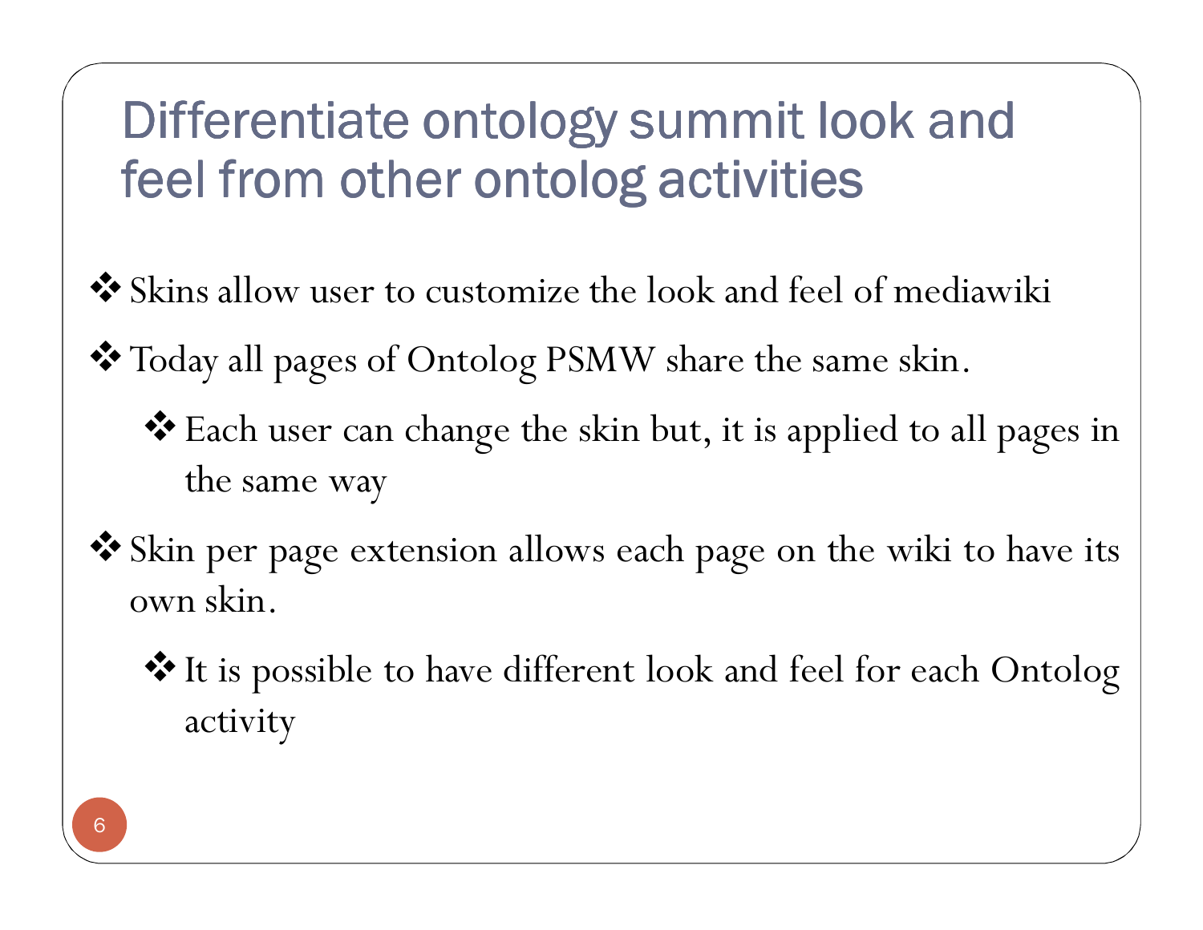# Differentiate ontology summit look and feel from other ontolog activities

- Skins allow user to customize the look and feel of mediawiki
- Today all pages of Ontolog PSMW share the same skin.
  - Each user can change the skin but, it is applied to all pages in the same way
- Skin per page extension allows each page on the wiki to have its own skin.
  - It is possible to have different look and feel for each Ontolog activity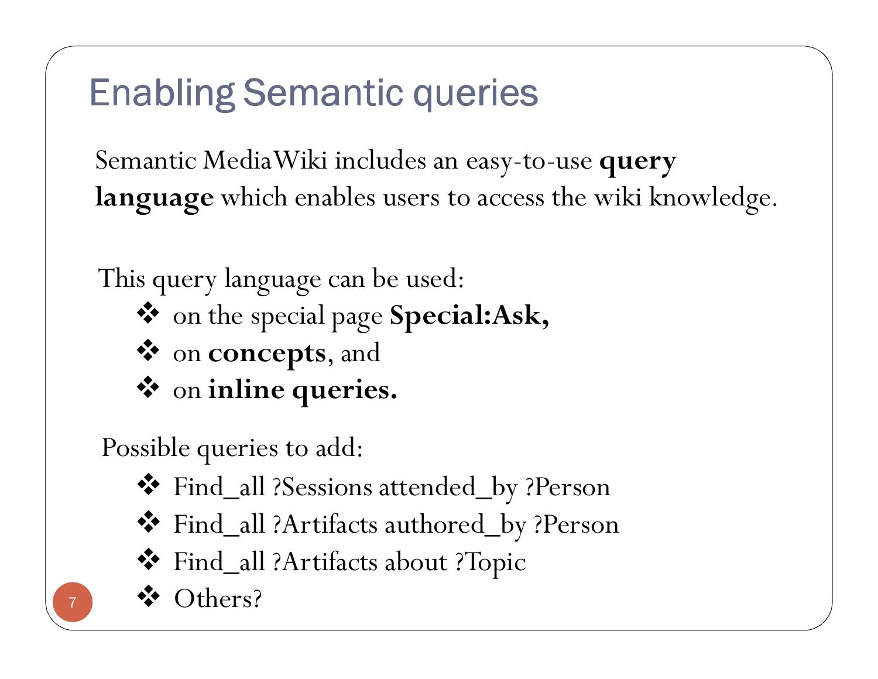# Enabling Semantic queries

Semantic MediaWiki includes an easy-to-use **query language** which enables users to access the wiki knowledge.

This query language can be used:

- on the special page **Special:Ask,**
- on **concepts**, and
- on **inline queries.**

Possible queries to add:

- Find_all ?Sessions attended_by ?Person
- Find_all ?Artifacts authored_by ?Person
- Find_all ?Artifacts about ?Topic
- Others?